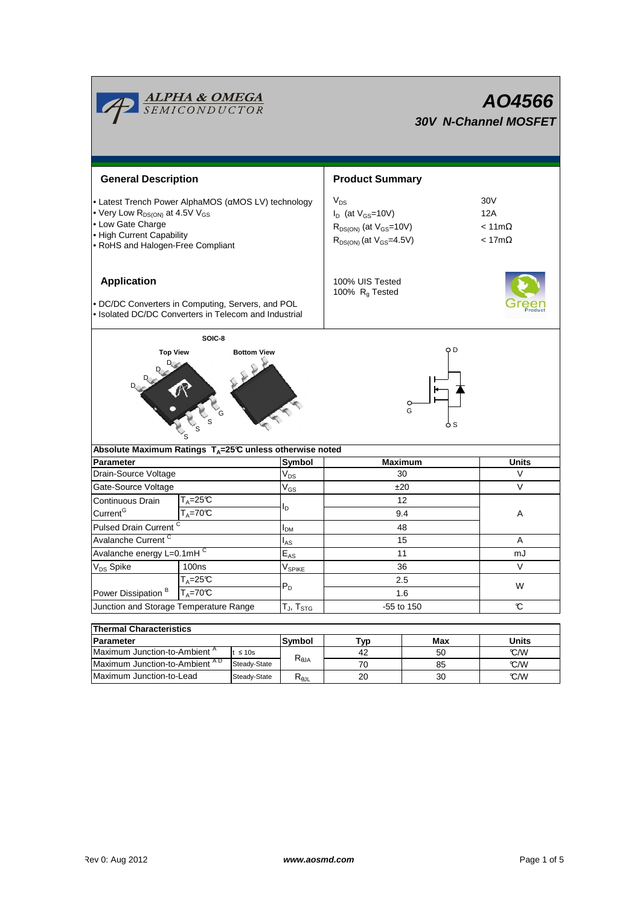ALPHA & OMEGA SEMICONDUCTOR

# AO4566

## 30V N-Channel MOSFET

### General Description

- Latest Trench Power AlphaMOS (αMOS LV) technology
- Very Low $R_{DS(ON)}$ at 4.5V $V_{GS}$
- Low Gate Charge
- High Current Capability
- RoHS and Halogen-Free Compliant

### Product Summary

| | |
|---|---|
| $V_{DS}$ | 30V |
| $I_D$ (at $V_{GS}$=10V) | 12A |
| $R_{DS(ON)}$ (at $V_{GS}$=10V) | < 11mΩ |
| $R_{DS(ON)}$ (at $V_{GS}$=4.5V) | < 17mΩ |

100% UIS Tested
100% $R_g$ Tested

### Application

- DC/DC Converters in Computing, Servers, and POL
- Isolated DC/DC Converters in Telecom and Industrial

SOIC-8

Top View Bottom View

D D D D G S S S

### Absolute Maximum Ratings $T_A$=25℃ unless otherwise noted

| Parameter | | Symbol | Maximum | Units |
|---|---|---|---|---|
| Drain-Source Voltage | | $V_{DS}$ | 30 | V |
| Gate-Source Voltage | | $V_{GS}$ | ±20 | V |
| Continuous Drain Current[G] | $T_A$=25℃ | $I_D$ | 12 | A |
| | $T_A$=70℃ | | 9.4 | |
| Pulsed Drain Current[C] | | $I_{DM}$ | 48 | |
| Avalanche Current[C] | | $I_{AS}$ | 15 | A |
| Avalanche energy L=0.1mH[C] | | $E_{AS}$ | 11 | mJ |
| $V_{DS}$ Spike | 100ns | $V_{SPIKE}$ | 36 | V |
| Power Dissipation[B] | $T_A$=25℃ | $P_D$ | 2.5 | W |
| | $T_A$=70℃ | | 1.6 | |
| Junction and Storage Temperature Range | | $T_J$, $T_{STG}$ | -55 to 150 | ℃ |

### Thermal Characteristics

| Parameter | | Symbol | Typ | Max | Units |
|---|---|---|---|---|---|
| Maximum Junction-to-Ambient[A] | t ≤ 10s | $R_{\theta JA}$ | 42 | 50 | ℃/W |
| Maximum Junction-to-Ambient[A D] | Steady-State | | 70 | 85 | ℃/W |
| Maximum Junction-to-Lead | Steady-State | $R_{\theta JL}$ | 20 | 30 | ℃/W |

Rev 0: Aug 2012 www.aosmd.com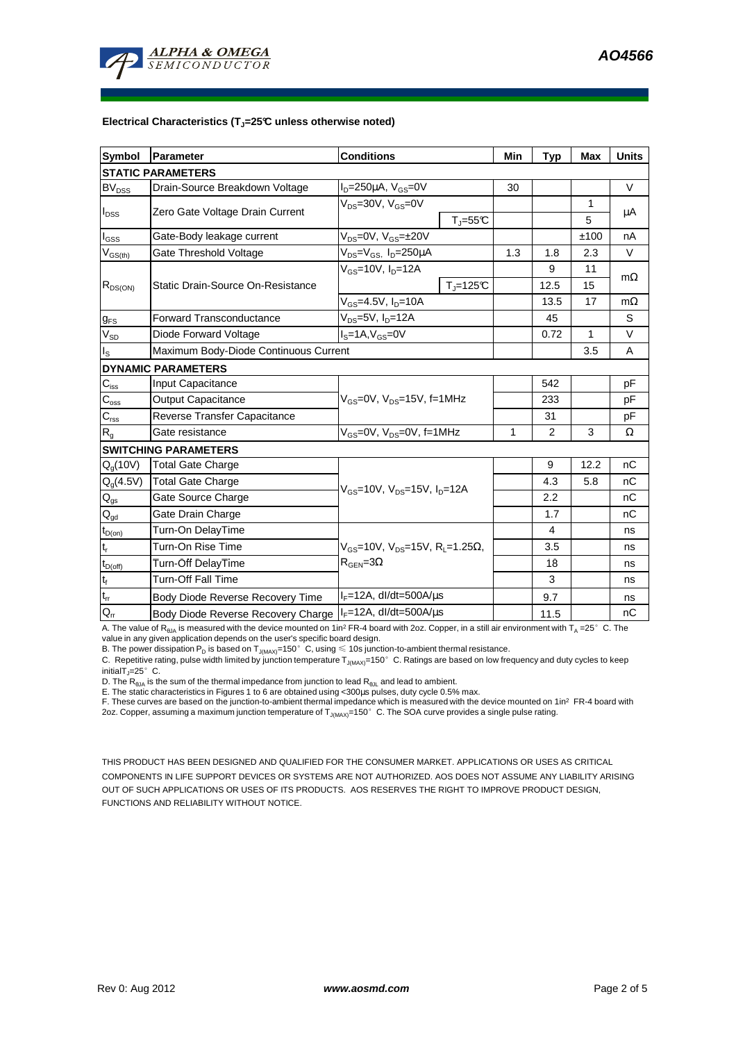**Electrical Characteristics ($T_J$=25°C unless otherwise noted)**

| Symbol | Parameter | Conditions | | Min | Typ | Max | Units |
|---|---|---|---|---|---|---|---|
| **STATIC PARAMETERS** | | | | | | | |
| $BV_{DSS}$ | Drain-Source Breakdown Voltage | $I_D$=250µA, $V_{GS}$=0V | | 30 | | | V |
| $I_{DSS}$ | Zero Gate Voltage Drain Current | $V_{DS}$=30V, $V_{GS}$=0V | | | | 1 | µA |
| | | | $T_J$=55°C | | | 5 | |
| $I_{GSS}$ | Gate-Body leakage current | $V_{DS}$=0V, $V_{GS}$=±20V | | | | ±100 | nA |
| $V_{GS(th)}$ | Gate Threshold Voltage | $V_{DS}$=$V_{GS}$, $I_D$=250µA | | 1.3 | 1.8 | 2.3 | V |
| $R_{DS(ON)}$ | Static Drain-Source On-Resistance | $V_{GS}$=10V, $I_D$=12A | | | 9 | 11 | mΩ |
| | | | $T_J$=125°C | | 12.5 | 15 | |
| | | $V_{GS}$=4.5V, $I_D$=10A | | | 13.5 | 17 | mΩ |
| $g_{FS}$ | Forward Transconductance | $V_{DS}$=5V, $I_D$=12A | | | 45 | | S |
| $V_{SD}$ | Diode Forward Voltage | $I_S$=1A,$V_{GS}$=0V | | | 0.72 | 1 | V |
| $I_S$ | Maximum Body-Diode Continuous Current | | | | | 3.5 | A |
| **DYNAMIC PARAMETERS** | | | | | | | |
| $C_{iss}$ | Input Capacitance | $V_{GS}$=0V, $V_{DS}$=15V, f=1MHz | | | 542 | | pF |
| $C_{oss}$ | Output Capacitance | | | | 233 | | pF |
| $C_{rss}$ | Reverse Transfer Capacitance | | | | 31 | | pF |
| $R_g$ | Gate resistance | $V_{GS}$=0V, $V_{DS}$=0V, f=1MHz | | 1 | 2 | 3 | Ω |
| **SWITCHING PARAMETERS** | | | | | | | |
| $Q_g$(10V) | Total Gate Charge | $V_{GS}$=10V, $V_{DS}$=15V, $I_D$=12A | | | 9 | 12.2 | nC |
| $Q_g$(4.5V) | Total Gate Charge | | | | 4.3 | 5.8 | nC |
| $Q_{gs}$ | Gate Source Charge | | | | 2.2 | | nC |
| $Q_{gd}$ | Gate Drain Charge | | | | 1.7 | | nC |
| $t_{D(on)}$ | Turn-On DelayTime | $V_{GS}$=10V, $V_{DS}$=15V, $R_L$=1.25Ω, $R_{GEN}$=3Ω | | | 4 | | ns |
| $t_r$ | Turn-On Rise Time | | | | 3.5 | | ns |
| $t_{D(off)}$ | Turn-Off DelayTime | | | | 18 | | ns |
| $t_f$ | Turn-Off Fall Time | | | | 3 | | ns |
| $t_{rr}$ | Body Diode Reverse Recovery Time | $I_F$=12A, dI/dt=500A/µs | | | 9.7 | | ns |
| $Q_{rr}$ | Body Diode Reverse Recovery Charge | $I_F$=12A, dI/dt=500A/µs | | | 11.5 | | nC |

A. The value of $R_{\theta JA}$ is measured with the device mounted on 1in² FR-4 board with 2oz. Copper, in a still air environment with $T_A$ =25°C. The value in any given application depends on the user's specific board design.
B. The power dissipation $P_D$ is based on $T_{J(MAX)}$=150°C, using ≤ 10s junction-to-ambient thermal resistance.
C. Repetitive rating, pulse width limited by junction temperature $T_{J(MAX)}$=150°C. Ratings are based on low frequency and duty cycles to keep initial$T_J$=25°C.
D. The $R_{\theta JA}$ is the sum of the thermal impedance from junction to lead $R_{\theta JL}$ and lead to ambient.
E. The static characteristics in Figures 1 to 6 are obtained using <300µs pulses, duty cycle 0.5% max.
F. These curves are based on the junction-to-ambient thermal impedance which is measured with the device mounted on 1in² FR-4 board with 2oz. Copper, assuming a maximum junction temperature of $T_{J(MAX)}$=150°C. The SOA curve provides a single pulse rating.

THIS PRODUCT HAS BEEN DESIGNED AND QUALIFIED FOR THE CONSUMER MARKET. APPLICATIONS OR USES AS CRITICAL COMPONENTS IN LIFE SUPPORT DEVICES OR SYSTEMS ARE NOT AUTHORIZED. AOS DOES NOT ASSUME ANY LIABILITY ARISING OUT OF SUCH APPLICATIONS OR USES OF ITS PRODUCTS. AOS RESERVES THE RIGHT TO IMPROVE PRODUCT DESIGN, FUNCTIONS AND RELIABILITY WITHOUT NOTICE.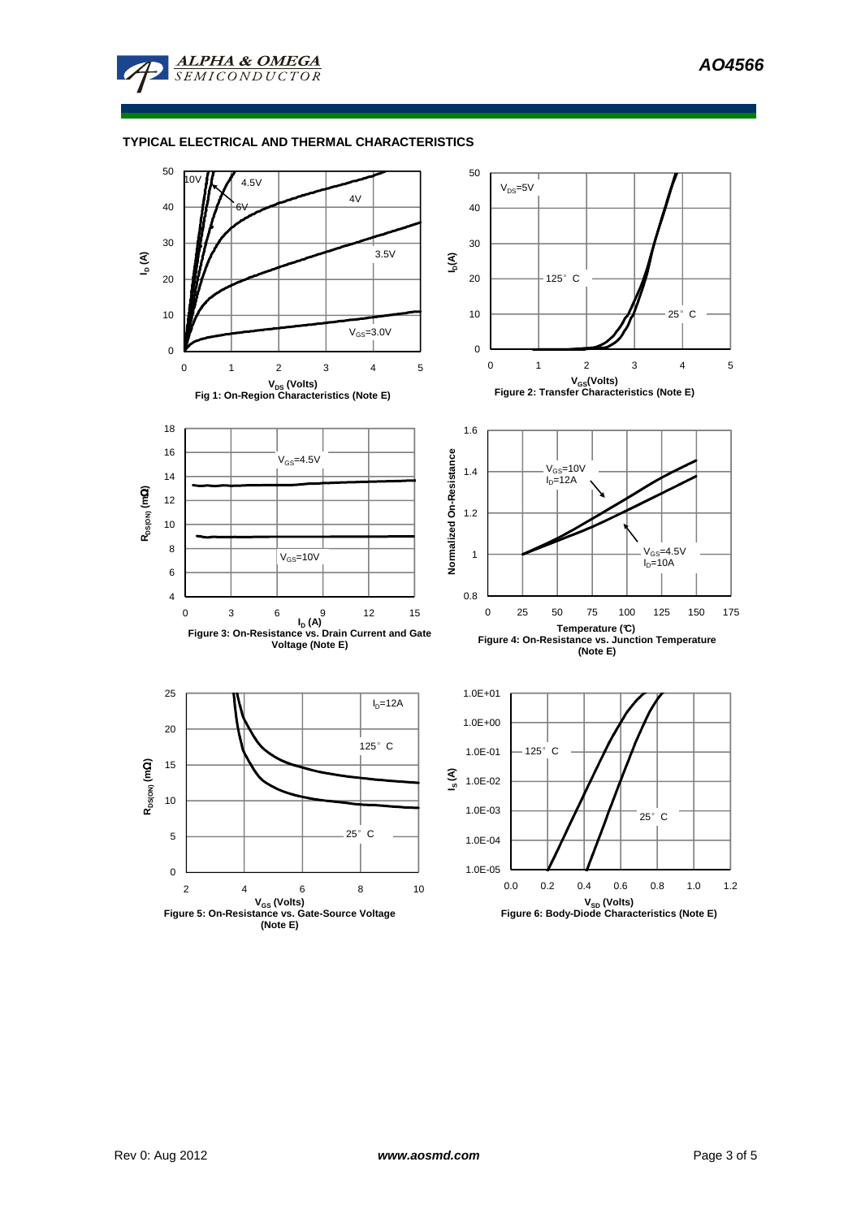## TYPICAL ELECTRICAL AND THERMAL CHARACTERISTICS

Fig 1: On-Region Characteristics (Note E)

Figure 2: Transfer Characteristics (Note E)

Figure 3: On-Resistance vs. Drain Current and Gate Voltage (Note E)

Figure 4: On-Resistance vs. Junction Temperature (Note E)

Figure 5: On-Resistance vs. Gate-Source Voltage (Note E)

Figure 6: Body-Diode Characteristics (Note E)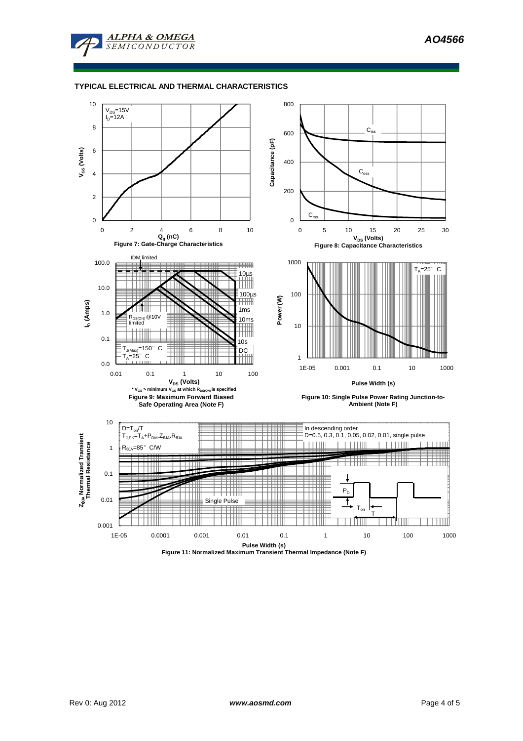## TYPICAL ELECTRICAL AND THERMAL CHARACTERISTICS

$V_{DS}$=15V
$I_D$=12A

$V_{GS}$ (Volts)

$Q_g$ (nC)

Figure 7: Gate-Charge Characteristics

Capacitance (pF)

$C_{iss}$

$C_{oss}$

$C_{rss}$

$V_{DS}$ (Volts)

Figure 8: Capacitance Characteristics

IDM limited

10µs

100µs

1ms

10ms

10s

DC

$R_{DS(ON)}$ @10V limited

$T_{J(Max)}$=150° C
$T_A$=25° C

$I_D$ (Amps)

$V_{DS}$ (Volts)

* $V_{GS}$ > minimum $V_{GS}$ at which $R_{DS(ON)}$ is specified

Figure 9: Maximum Forward Biased Safe Operating Area (Note F)

$T_A$=25° C

Power (W)

Pulse Width (s)

Figure 10: Single Pulse Power Rating Junction-to-Ambient (Note F)

D=$T_{on}$/T
$T_{J,PK}$=$T_A$+$P_{DM}$.$Z_{\theta JA}$.$R_{\theta JA}$

$R_{\theta JA}$=85° C/W

In descending order
D=0.5, 0.3, 0.1, 0.05, 0.02, 0.01, single pulse

Single Pulse

$P_D$

$T_{on}$

T

$Z_{\theta JA}$ Normalized Transient Thermal Resistance

Pulse Width (s)

Figure 11: Normalized Maximum Transient Thermal Impedance (Note F)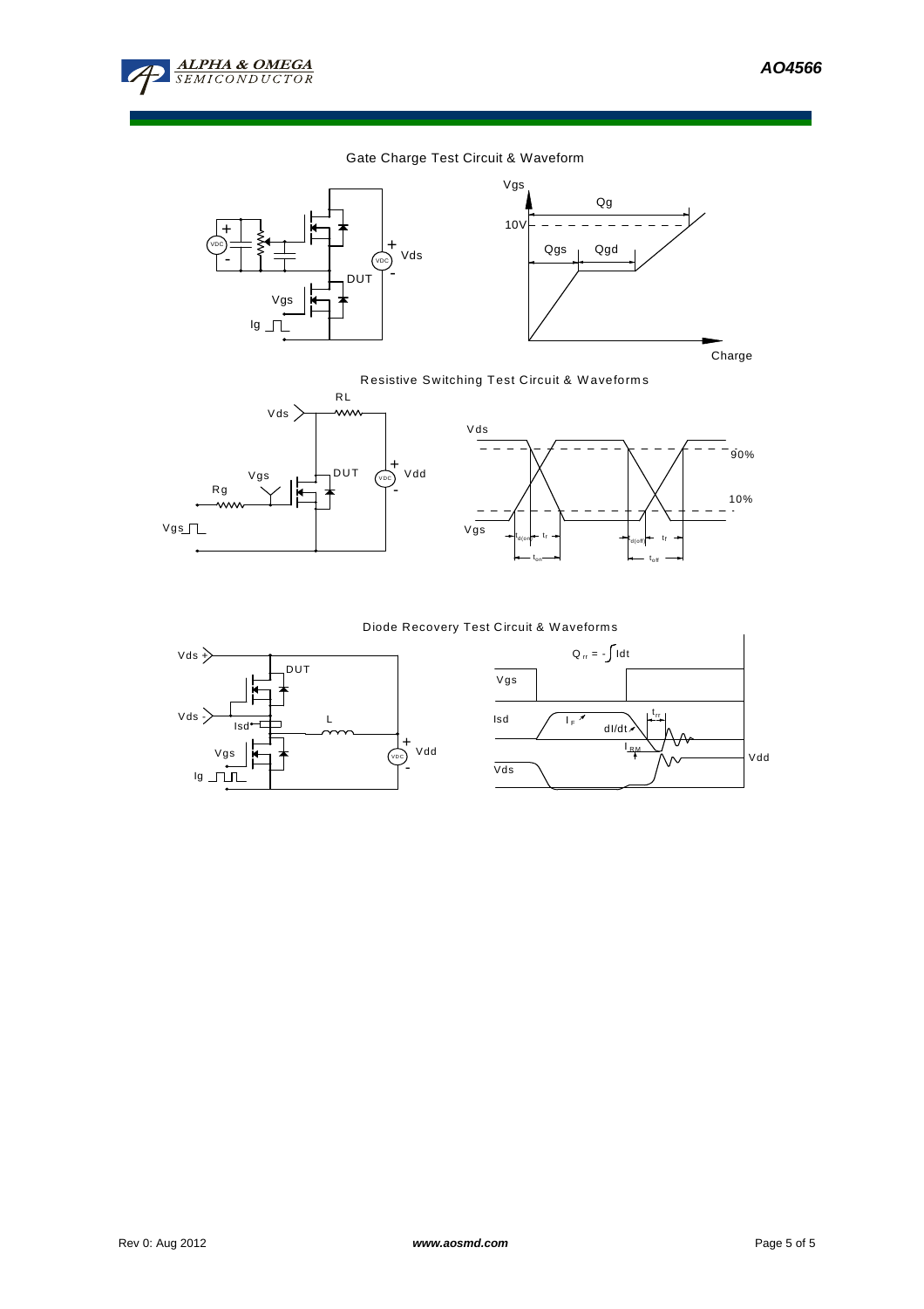Gate Charge Test Circuit & Waveform

VDC
Vds
DUT
Vgs
Ig

Vgs
Qg
10V
Qgs
Qgd
Charge

Resistive Switching Test Circuit & Waveforms

RL
Vds
Vgs
Rg
DUT
VDC
Vdd
Vgs

Vds
90%
10%
Vgs
$t_{d(on)}$
$t_r$
$t_{on}$
$t_{d(off)}$
$t_f$
$t_{off}$

Diode Recovery Test Circuit & Waveforms

Vds +
DUT
Vds -
Isd
L
Vgs
Ig
VDC
Vdd

$Q_{rr} = -\int Idt$
Vgs
Isd
$I_F$
dI/dt
$t_{rr}$
$I_{RM}$
Vds
Vdd